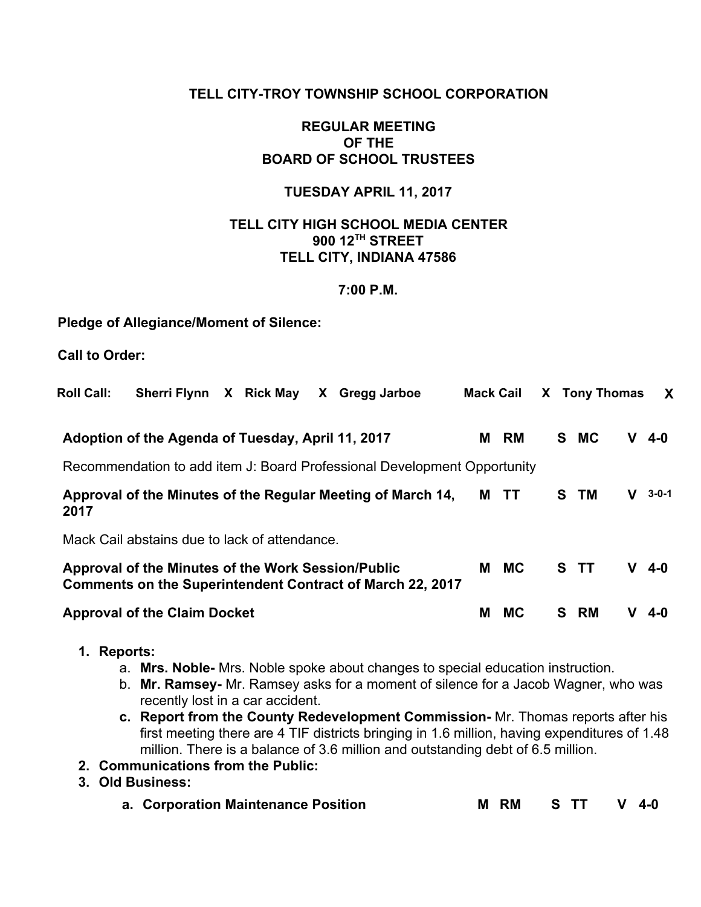# TELL CITY-TROY TOWNSHIP SCHOOL CORPORATION

## REGULAR MEETING OF THE BOARD OF SCHOOL TRUSTEES

**TUESDAY APRIL 11, 2017**

**TELL CITY HIGH SCHOOL MEDIA CENTER**
**900 12TH STREET**
**TELL CITY, INDIANA 47586**

**7:00 P.M.**

**Pledge of Allegiance/Moment of Silence:**

**Call to Order:**

| Roll Call: | Sherri Flynn | X | Rick May | X | Gregg Jarboe | | Mack Cail | X | Tony Thomas | X |
|---|---|---|---|---|---|---|---|---|---|---|

| Item | M | S | V |
|---|---|---|---|
| **Adoption of the Agenda of Tuesday, April 11, 2017** | RM | MC | 4-0 |

Recommendation to add item J: Board Professional Development Opportunity

| Item | M | S | V |
|---|---|---|---|
| **Approval of the Minutes of the Regular Meeting of March 14, 2017** | TT | TM | 3-0-1 |

Mack Cail abstains due to lack of attendance.

| Item | M | S | V |
|---|---|---|---|
| **Approval of the Minutes of the Work Session/Public Comments on the Superintendent Contract of March 22, 2017** | MC | TT | 4-0 |
| **Approval of the Claim Docket** | MC | RM | 4-0 |

1. **Reports:**
   a. **Mrs. Noble-** Mrs. Noble spoke about changes to special education instruction.
   b. **Mr. Ramsey-** Mr. Ramsey asks for a moment of silence for a Jacob Wagner, who was recently lost in a car accident.
   c. **Report from the County Redevelopment Commission-** Mr. Thomas reports after his first meeting there are 4 TIF districts bringing in 1.6 million, having expenditures of 1.48 million. There is a balance of 3.6 million and outstanding debt of 6.5 million.
2. **Communications from the Public:**
3. **Old Business:**

| Item | M | S | V |
|---|---|---|---|
| **a. Corporation Maintenance Position** | RM | TT | 4-0 |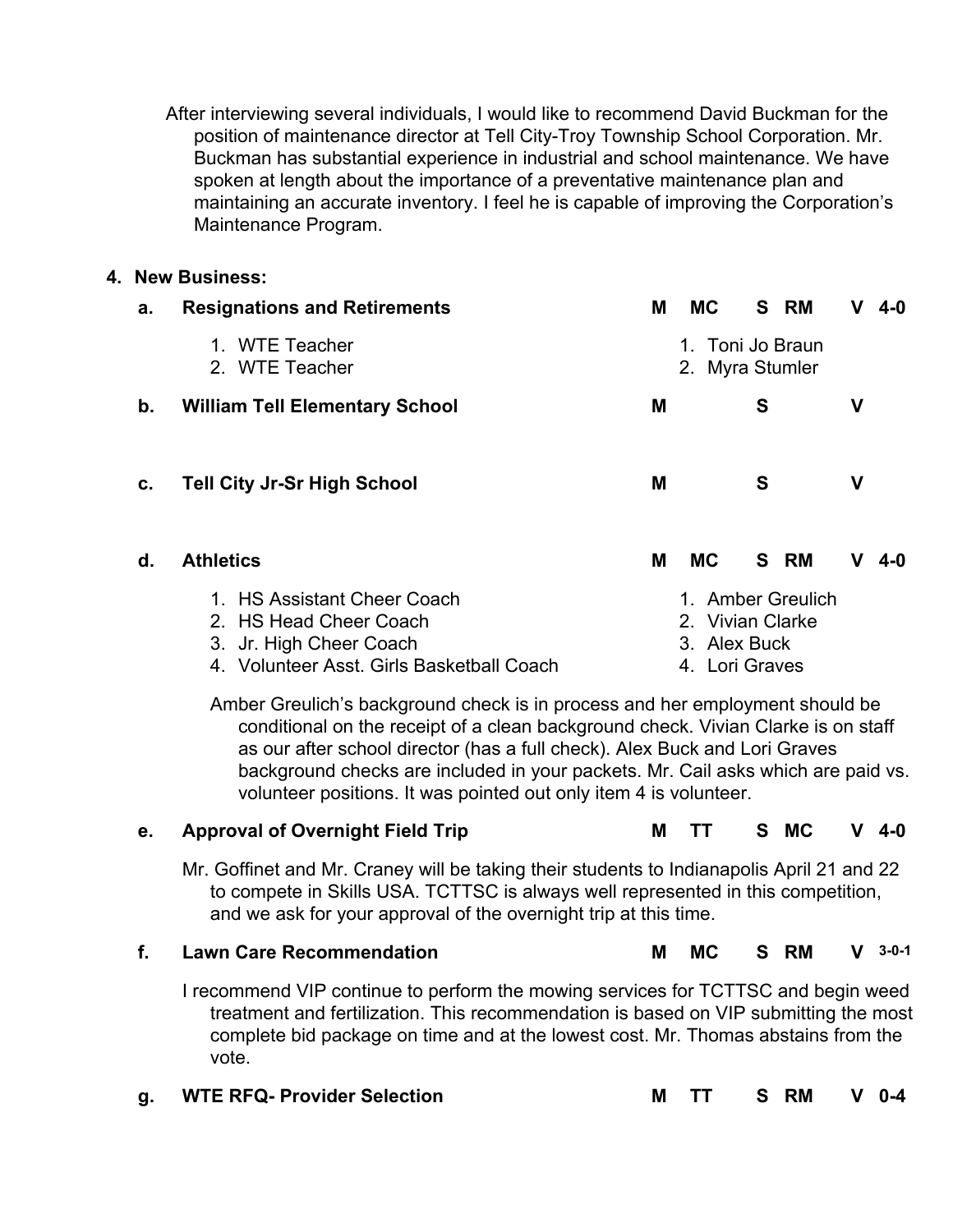After interviewing several individuals, I would like to recommend David Buckman for the position of maintenance director at Tell City-Troy Township School Corporation. Mr. Buckman has substantial experience in industrial and school maintenance. We have spoken at length about the importance of a preventative maintenance plan and maintaining an accurate inventory. I feel he is capable of improving the Corporation's Maintenance Program.

**4. New Business:**

**a. Resignations and Retirements** — M MC S RM V 4-0

1. WTE Teacher — 1. Toni Jo Braun
2. WTE Teacher — 2. Myra Stumler

**b. William Tell Elementary School** — M S V

**c. Tell City Jr-Sr High School** — M S V

**d. Athletics** — M MC S RM V 4-0

1. HS Assistant Cheer Coach — 1. Amber Greulich
2. HS Head Cheer Coach — 2. Vivian Clarke
3. Jr. High Cheer Coach — 3. Alex Buck
4. Volunteer Asst. Girls Basketball Coach — 4. Lori Graves

Amber Greulich's background check is in process and her employment should be conditional on the receipt of a clean background check. Vivian Clarke is on staff as our after school director (has a full check). Alex Buck and Lori Graves background checks are included in your packets. Mr. Cail asks which are paid vs. volunteer positions. It was pointed out only item 4 is volunteer.

**e. Approval of Overnight Field Trip** — M TT S MC V 4-0

Mr. Goffinet and Mr. Craney will be taking their students to Indianapolis April 21 and 22 to compete in Skills USA. TCTTSC is always well represented in this competition, and we ask for your approval of the overnight trip at this time.

**f. Lawn Care Recommendation** — M MC S RM V 3-0-1

I recommend VIP continue to perform the mowing services for TCTTSC and begin weed treatment and fertilization. This recommendation is based on VIP submitting the most complete bid package on time and at the lowest cost. Mr. Thomas abstains from the vote.

**g. WTE RFQ- Provider Selection** — M TT S RM V 0-4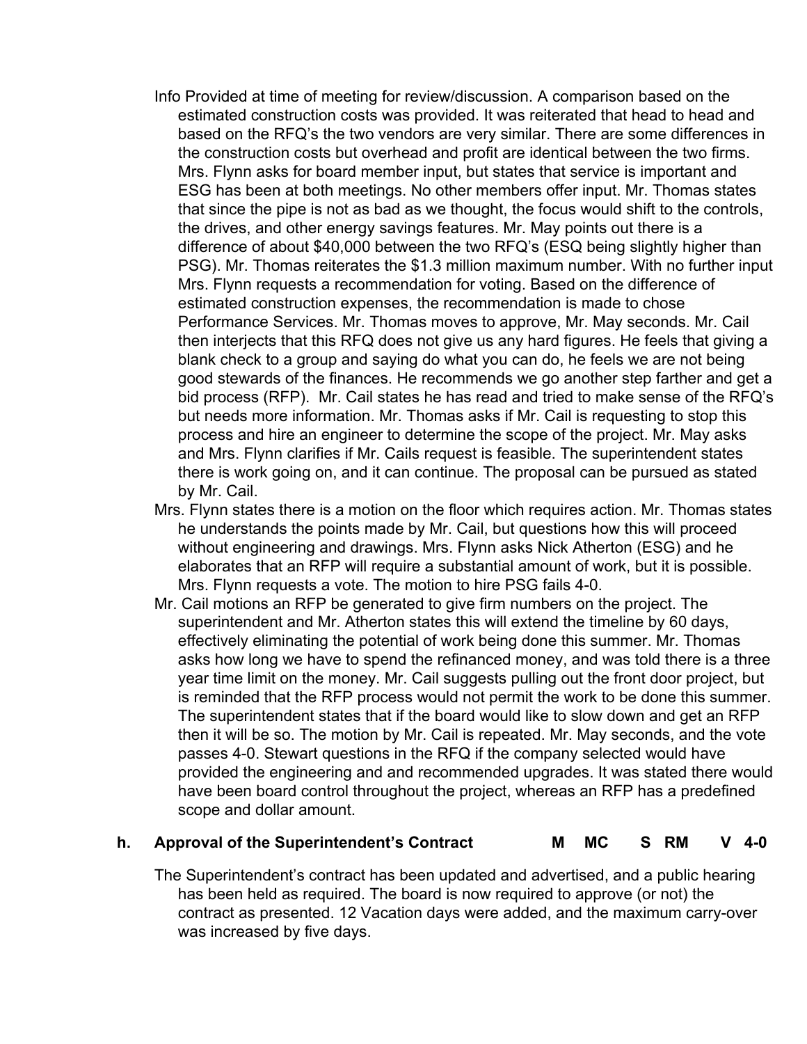Info Provided at time of meeting for review/discussion. A comparison based on the estimated construction costs was provided. It was reiterated that head to head and based on the RFQ's the two vendors are very similar. There are some differences in the construction costs but overhead and profit are identical between the two firms. Mrs. Flynn asks for board member input, but states that service is important and ESG has been at both meetings. No other members offer input. Mr. Thomas states that since the pipe is not as bad as we thought, the focus would shift to the controls, the drives, and other energy savings features. Mr. May points out there is a difference of about $40,000 between the two RFQ's (ESQ being slightly higher than PSG). Mr. Thomas reiterates the $1.3 million maximum number. With no further input Mrs. Flynn requests a recommendation for voting. Based on the difference of estimated construction expenses, the recommendation is made to chose Performance Services. Mr. Thomas moves to approve, Mr. May seconds. Mr. Cail then interjects that this RFQ does not give us any hard figures. He feels that giving a blank check to a group and saying do what you can do, he feels we are not being good stewards of the finances. He recommends we go another step farther and get a bid process (RFP). Mr. Cail states he has read and tried to make sense of the RFQ's but needs more information. Mr. Thomas asks if Mr. Cail is requesting to stop this process and hire an engineer to determine the scope of the project. Mr. May asks and Mrs. Flynn clarifies if Mr. Cails request is feasible. The superintendent states there is work going on, and it can continue. The proposal can be pursued as stated by Mr. Cail.

Mrs. Flynn states there is a motion on the floor which requires action. Mr. Thomas states he understands the points made by Mr. Cail, but questions how this will proceed without engineering and drawings. Mrs. Flynn asks Nick Atherton (ESG) and he elaborates that an RFP will require a substantial amount of work, but it is possible. Mrs. Flynn requests a vote. The motion to hire PSG fails 4-0.

Mr. Cail motions an RFP be generated to give firm numbers on the project. The superintendent and Mr. Atherton states this will extend the timeline by 60 days, effectively eliminating the potential of work being done this summer. Mr. Thomas asks how long we have to spend the refinanced money, and was told there is a three year time limit on the money. Mr. Cail suggests pulling out the front door project, but is reminded that the RFP process would not permit the work to be done this summer. The superintendent states that if the board would like to slow down and get an RFP then it will be so. The motion by Mr. Cail is repeated. Mr. May seconds, and the vote passes 4-0. Stewart questions in the RFQ if the company selected would have provided the engineering and and recommended upgrades. It was stated there would have been board control throughout the project, whereas an RFP has a predefined scope and dollar amount.

**h. Approval of the Superintendent's Contract M MC S RM V 4-0**

The Superintendent's contract has been updated and advertised, and a public hearing has been held as required. The board is now required to approve (or not) the contract as presented. 12 Vacation days were added, and the maximum carry-over was increased by five days.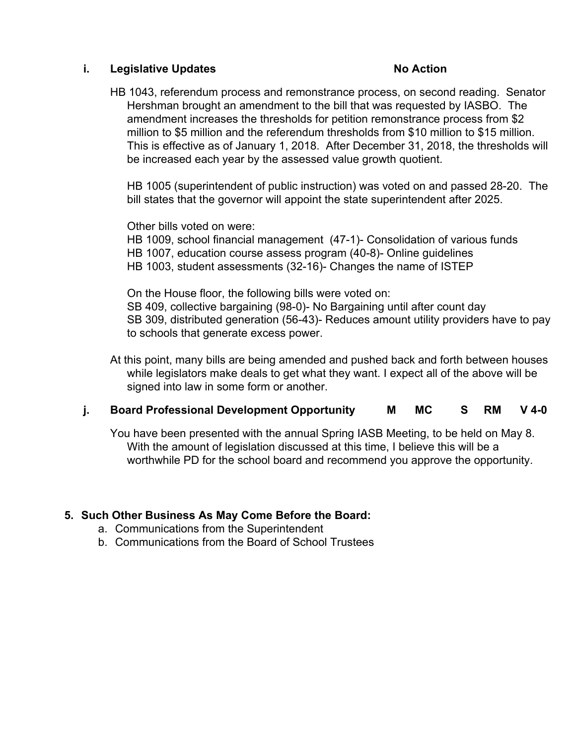**i. Legislative Updates** **No Action**

HB 1043, referendum process and remonstrance process, on second reading. Senator Hershman brought an amendment to the bill that was requested by IASBO. The amendment increases the thresholds for petition remonstrance process from $2 million to $5 million and the referendum thresholds from $10 million to $15 million. This is effective as of January 1, 2018. After December 31, 2018, the thresholds will be increased each year by the assessed value growth quotient.

HB 1005 (superintendent of public instruction) was voted on and passed 28-20. The bill states that the governor will appoint the state superintendent after 2025.

Other bills voted on were:
HB 1009, school financial management (47-1)- Consolidation of various funds
HB 1007, education course assess program (40-8)- Online guidelines
HB 1003, student assessments (32-16)- Changes the name of ISTEP

On the House floor, the following bills were voted on:
SB 409, collective bargaining (98-0)- No Bargaining until after count day
SB 309, distributed generation (56-43)- Reduces amount utility providers have to pay to schools that generate excess power.

At this point, many bills are being amended and pushed back and forth between houses while legislators make deals to get what they want. I expect all of the above will be signed into law in some form or another.

**j. Board Professional Development Opportunity** **M MC S RM V 4-0**

You have been presented with the annual Spring IASB Meeting, to be held on May 8. With the amount of legislation discussed at this time, I believe this will be a worthwhile PD for the school board and recommend you approve the opportunity.

**5. Such Other Business As May Come Before the Board:**

a. Communications from the Superintendent
b. Communications from the Board of School Trustees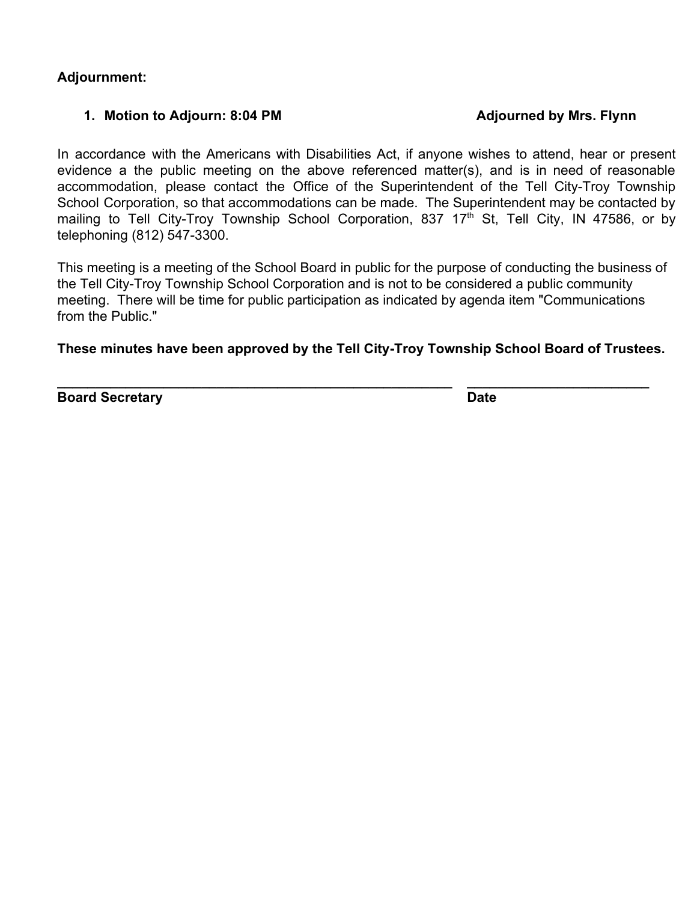**Adjournment:**

1. **Motion to Adjourn: 8:04 PM** **Adjourned by Mrs. Flynn**

In accordance with the Americans with Disabilities Act, if anyone wishes to attend, hear or present evidence a the public meeting on the above referenced matter(s), and is in need of reasonable accommodation, please contact the Office of the Superintendent of the Tell City-Troy Township School Corporation, so that accommodations can be made. The Superintendent may be contacted by mailing to Tell City-Troy Township School Corporation, 837 17th St, Tell City, IN 47586, or by telephoning (812) 547-3300.

This meeting is a meeting of the School Board in public for the purpose of conducting the business of the Tell City-Troy Township School Corporation and is not to be considered a public community meeting. There will be time for public participation as indicated by agenda item "Communications from the Public."

**These minutes have been approved by the Tell City-Troy Township School Board of Trustees.**

______________________________________________ ____________________

**Board Secretary** **Date**